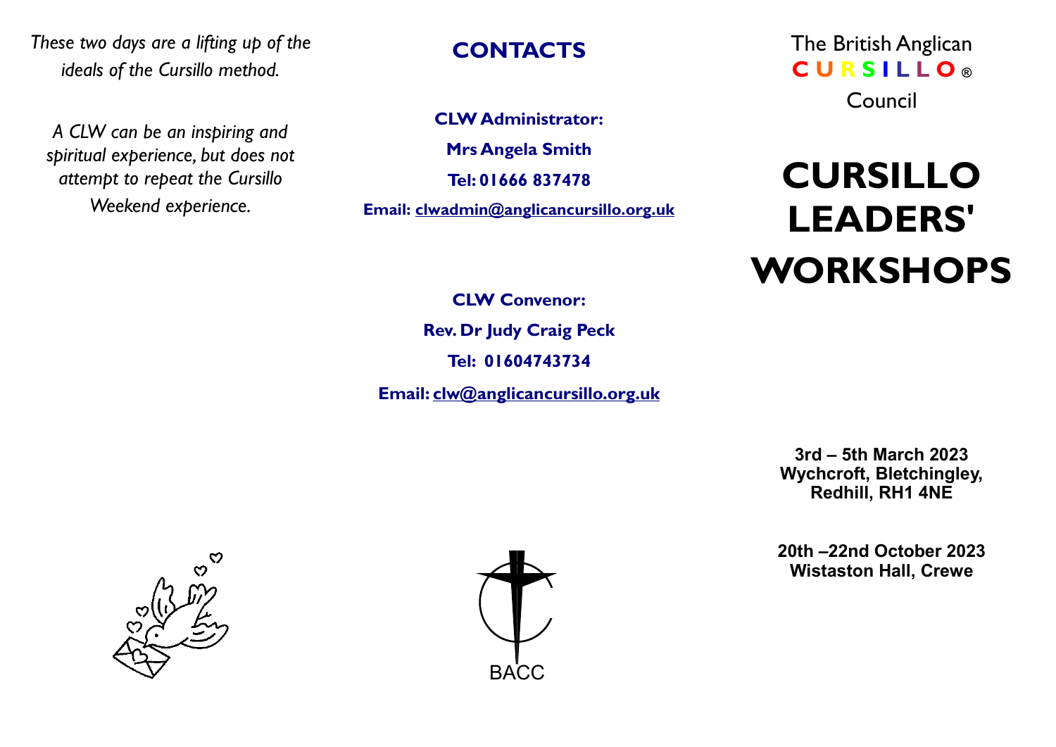*These two days are a lifting up of the ideals of the Cursillo method.*

*A CLW can be an inspiring and spiritual experience, but does not attempt to repeat the Cursillo Weekend experience.*

## CONTACTS

**CLW Administrator:**

**Mrs Angela Smith**

**Tel: 01666 837478**

**Email: clwadmin@anglicancursillo.org.uk**

**CLW Convenor:**

**Rev. Dr Judy Craig Peck**

**Tel: 01604743734**

**Email: clw@anglicancursillo.org.uk**

BACC

The British Anglican
**CURSILLO**®
Council

# CURSILLO LEADERS' WORKSHOPS

**3rd – 5th March 2023**
**Wychcroft, Bletchingley, Redhill, RH1 4NE**

**20th –22nd October 2023**
**Wistaston Hall, Crewe**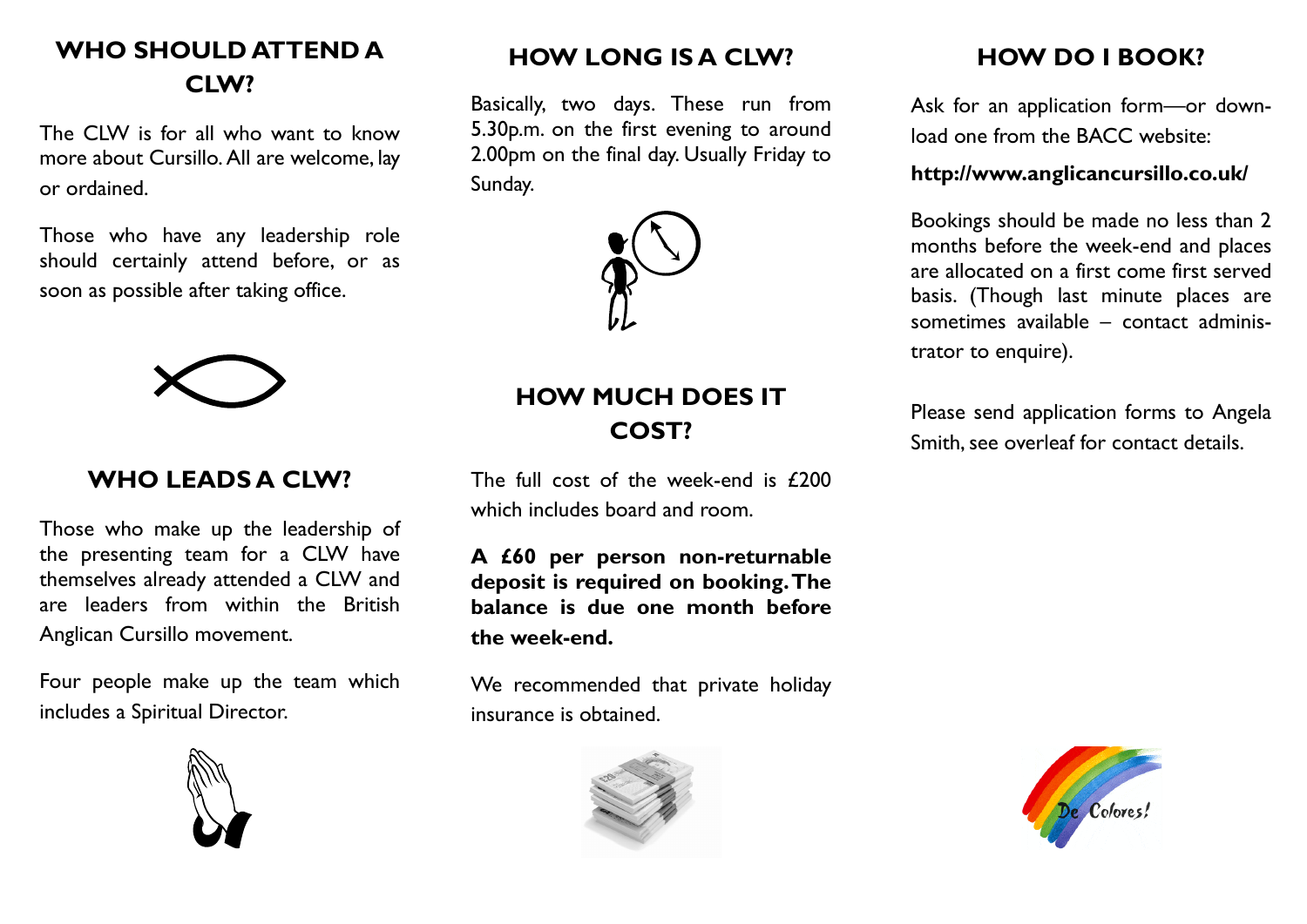## WHO SHOULD ATTEND A CLW?

The CLW is for all who want to know more about Cursillo. All are welcome, lay or ordained.

Those who have any leadership role should certainly attend before, or as soon as possible after taking office.

## WHO LEADS A CLW?

Those who make up the leadership of the presenting team for a CLW have themselves already attended a CLW and are leaders from within the British Anglican Cursillo movement.

Four people make up the team which includes a Spiritual Director.

## HOW LONG IS A CLW?

Basically, two days. These run from 5.30p.m. on the first evening to around 2.00pm on the final day. Usually Friday to Sunday.

## HOW MUCH DOES IT COST?

The full cost of the week-end is £200 which includes board and room.

**A £60 per person non-returnable deposit is required on booking. The balance is due one month before the week-end.**

We recommended that private holiday insurance is obtained.

## HOW DO I BOOK?

Ask for an application form—or download one from the BACC website:

**http://www.anglicancursillo.co.uk/**

Bookings should be made no less than 2 months before the week-end and places are allocated on a first come first served basis. (Though last minute places are sometimes available – contact administrator to enquire).

Please send application forms to Angela Smith, see overleaf for contact details.

De Colores!